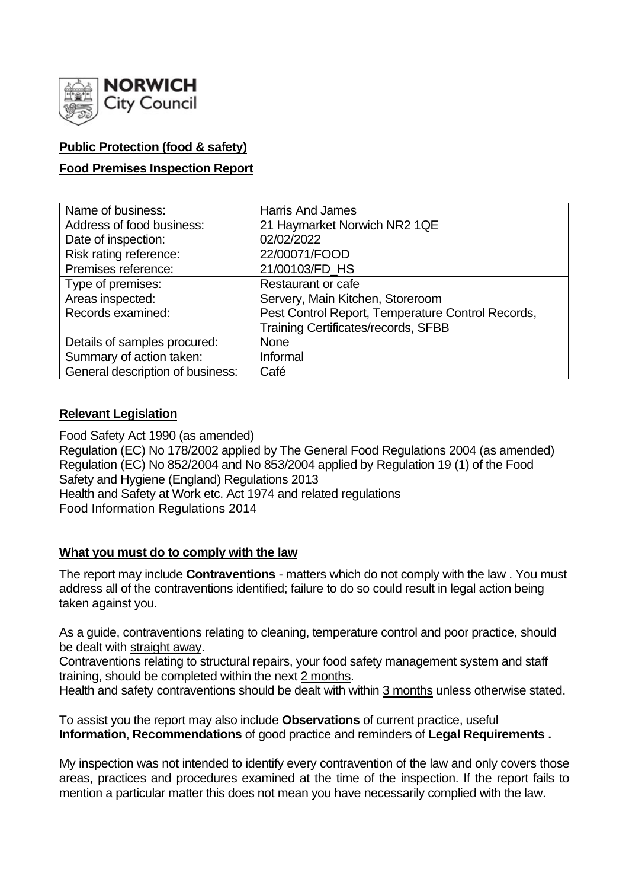**NORWICH City Council**

**Public Protection (food & safety)**

**Food Premises Inspection Report**

| Name of business: | Harris And James |
|---|---|
| Address of food business: | 21 Haymarket Norwich NR2 1QE |
| Date of inspection: | 02/02/2022 |
| Risk rating reference: | 22/00071/FOOD |
| Premises reference: | 21/00103/FD_HS |
| Type of premises: | Restaurant or cafe |
| Areas inspected: | Servery, Main Kitchen, Storeroom |
| Records examined: | Pest Control Report, Temperature Control Records, Training Certificates/records, SFBB |
| Details of samples procured: | None |
| Summary of action taken: | Informal |
| General description of business: | Café |

**Relevant Legislation**

Food Safety Act 1990 (as amended)
Regulation (EC) No 178/2002 applied by The General Food Regulations 2004 (as amended)
Regulation (EC) No 852/2004 and No 853/2004 applied by Regulation 19 (1) of the Food Safety and Hygiene (England) Regulations 2013
Health and Safety at Work etc. Act 1974 and related regulations
Food Information Regulations 2014

**What you must do to comply with the law**

The report may include **Contraventions** - matters which do not comply with the law . You must address all of the contraventions identified; failure to do so could result in legal action being taken against you.

As a guide, contraventions relating to cleaning, temperature control and poor practice, should be dealt with straight away.
Contraventions relating to structural repairs, your food safety management system and staff training, should be completed within the next 2 months.
Health and safety contraventions should be dealt with within 3 months unless otherwise stated.

To assist you the report may also include **Observations** of current practice, useful **Information**, **Recommendations** of good practice and reminders of **Legal Requirements .**

My inspection was not intended to identify every contravention of the law and only covers those areas, practices and procedures examined at the time of the inspection. If the report fails to mention a particular matter this does not mean you have necessarily complied with the law.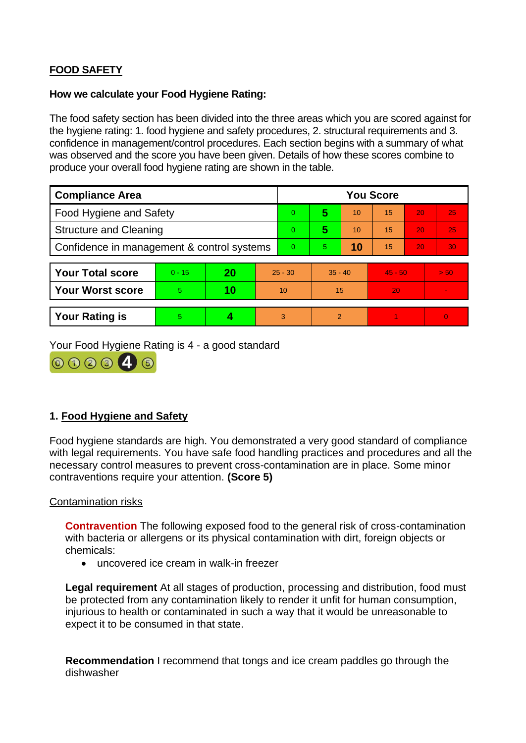## FOOD SAFETY

**How we calculate your Food Hygiene Rating:**

The food safety section has been divided into the three areas which you are scored against for the hygiene rating: 1. food hygiene and safety procedures, 2. structural requirements and 3. confidence in management/control procedures. Each section begins with a summary of what was observed and the score you have been given. Details of how these scores combine to produce your overall food hygiene rating are shown in the table.

| Compliance Area | You Score | | | | | |
|---|---|---|---|---|---|---|
| Food Hygiene and Safety | 0 | **5** | 10 | 15 | 20 | 25 |
| Structure and Cleaning | 0 | **5** | 10 | 15 | 20 | 25 |
| Confidence in management & control systems | 0 | 5 | **10** | 15 | 20 | 30 |

| | | | | | | |
|---|---|---|---|---|---|---|
| **Your Total score** | 0 - 15 | **20** | 25 - 30 | 35 - 40 | 45 - 50 | > 50 |
| **Your Worst score** | 5 | **10** | 10 | 15 | 20 | - |

| | | | | | | |
|---|---|---|---|---|---|---|
| **Your Rating is** | 5 | **4** | 3 | 2 | 1 | 0 |

Your Food Hygiene Rating is 4 - a good standard

### 1. Food Hygiene and Safety

Food hygiene standards are high. You demonstrated a very good standard of compliance with legal requirements. You have safe food handling practices and procedures and all the necessary control measures to prevent cross-contamination are in place. Some minor contraventions require your attention. **(Score 5)**

Contamination risks

**Contravention** The following exposed food to the general risk of cross-contamination with bacteria or allergens or its physical contamination with dirt, foreign objects or chemicals:

- uncovered ice cream in walk-in freezer

**Legal requirement** At all stages of production, processing and distribution, food must be protected from any contamination likely to render it unfit for human consumption, injurious to health or contaminated in such a way that it would be unreasonable to expect it to be consumed in that state.

**Recommendation** I recommend that tongs and ice cream paddles go through the dishwasher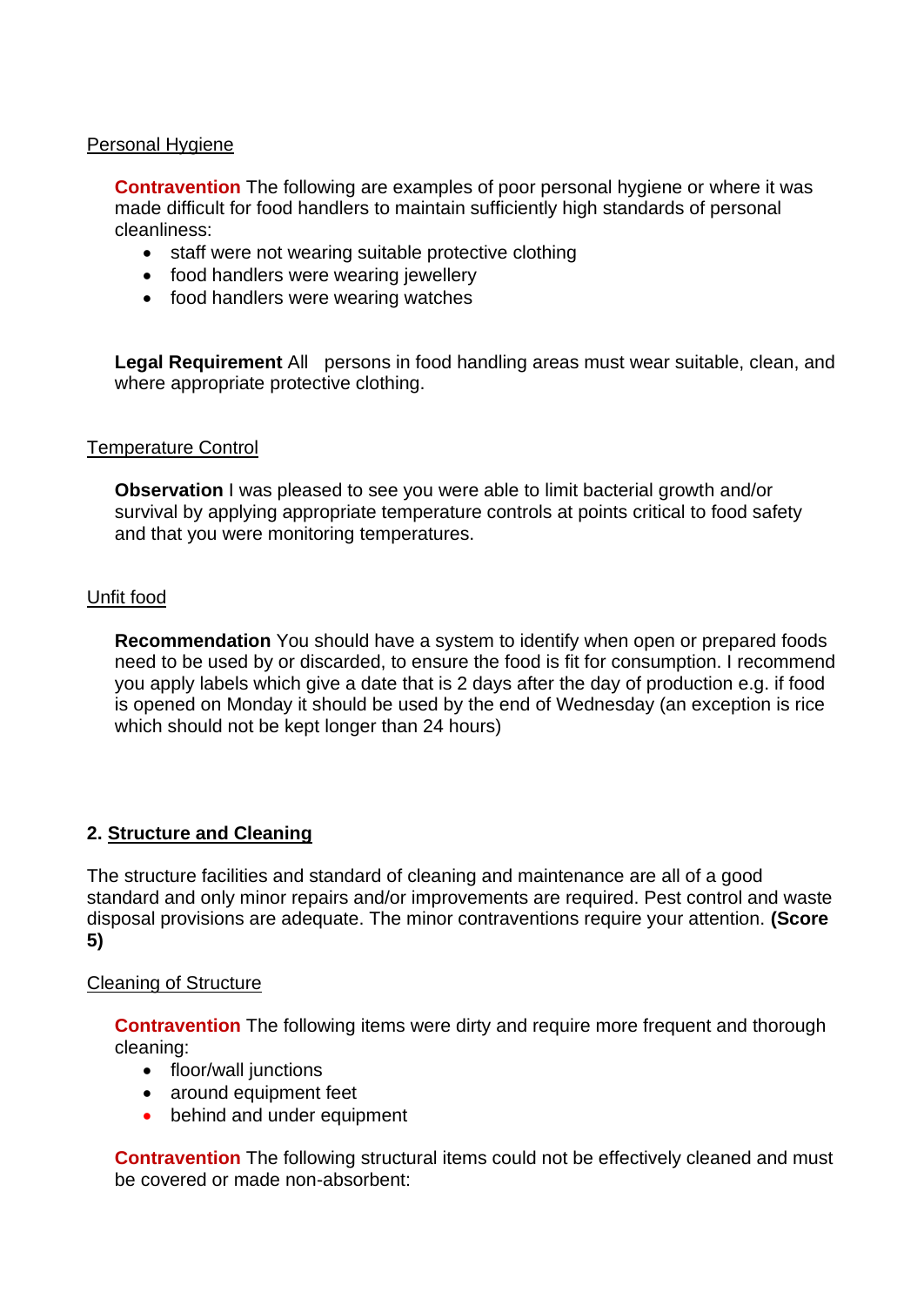Personal Hygiene

**Contravention** The following are examples of poor personal hygiene or where it was made difficult for food handlers to maintain sufficiently high standards of personal cleanliness:

- staff were not wearing suitable protective clothing
- food handlers were wearing jewellery
- food handlers were wearing watches

**Legal Requirement** All persons in food handling areas must wear suitable, clean, and where appropriate protective clothing.

Temperature Control

**Observation** I was pleased to see you were able to limit bacterial growth and/or survival by applying appropriate temperature controls at points critical to food safety and that you were monitoring temperatures.

Unfit food

**Recommendation** You should have a system to identify when open or prepared foods need to be used by or discarded, to ensure the food is fit for consumption. I recommend you apply labels which give a date that is 2 days after the day of production e.g. if food is opened on Monday it should be used by the end of Wednesday (an exception is rice which should not be kept longer than 24 hours)

## 2. Structure and Cleaning

The structure facilities and standard of cleaning and maintenance are all of a good standard and only minor repairs and/or improvements are required. Pest control and waste disposal provisions are adequate. The minor contraventions require your attention. **(Score 5)**

Cleaning of Structure

**Contravention** The following items were dirty and require more frequent and thorough cleaning:

- floor/wall junctions
- around equipment feet
- behind and under equipment

**Contravention** The following structural items could not be effectively cleaned and must be covered or made non-absorbent: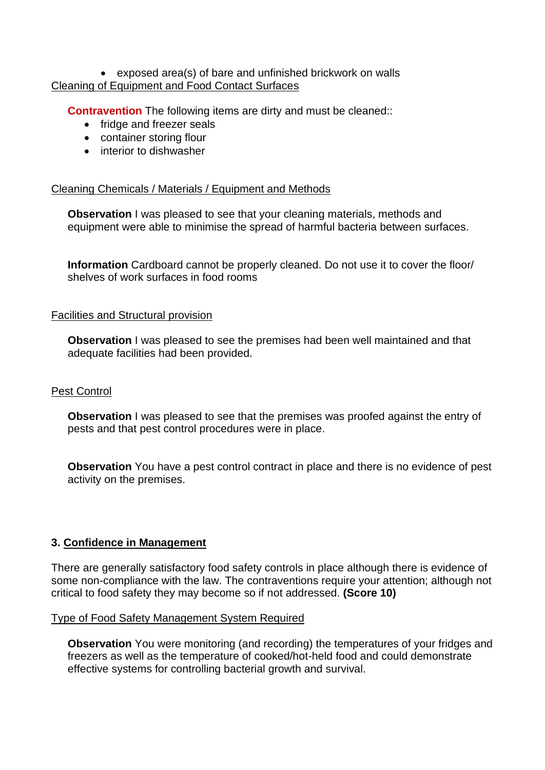- exposed area(s) of bare and unfinished brickwork on walls

Cleaning of Equipment and Food Contact Surfaces

**Contravention** The following items are dirty and must be cleaned::

- fridge and freezer seals
- container storing flour
- interior to dishwasher

Cleaning Chemicals / Materials / Equipment and Methods

**Observation** I was pleased to see that your cleaning materials, methods and equipment were able to minimise the spread of harmful bacteria between surfaces.

**Information** Cardboard cannot be properly cleaned. Do not use it to cover the floor/ shelves of work surfaces in food rooms

Facilities and Structural provision

**Observation** I was pleased to see the premises had been well maintained and that adequate facilities had been provided.

Pest Control

**Observation** I was pleased to see that the premises was proofed against the entry of pests and that pest control procedures were in place.

**Observation** You have a pest control contract in place and there is no evidence of pest activity on the premises.

## 3. Confidence in Management

There are generally satisfactory food safety controls in place although there is evidence of some non-compliance with the law. The contraventions require your attention; although not critical to food safety they may become so if not addressed. **(Score 10)**

Type of Food Safety Management System Required

**Observation** You were monitoring (and recording) the temperatures of your fridges and freezers as well as the temperature of cooked/hot-held food and could demonstrate effective systems for controlling bacterial growth and survival.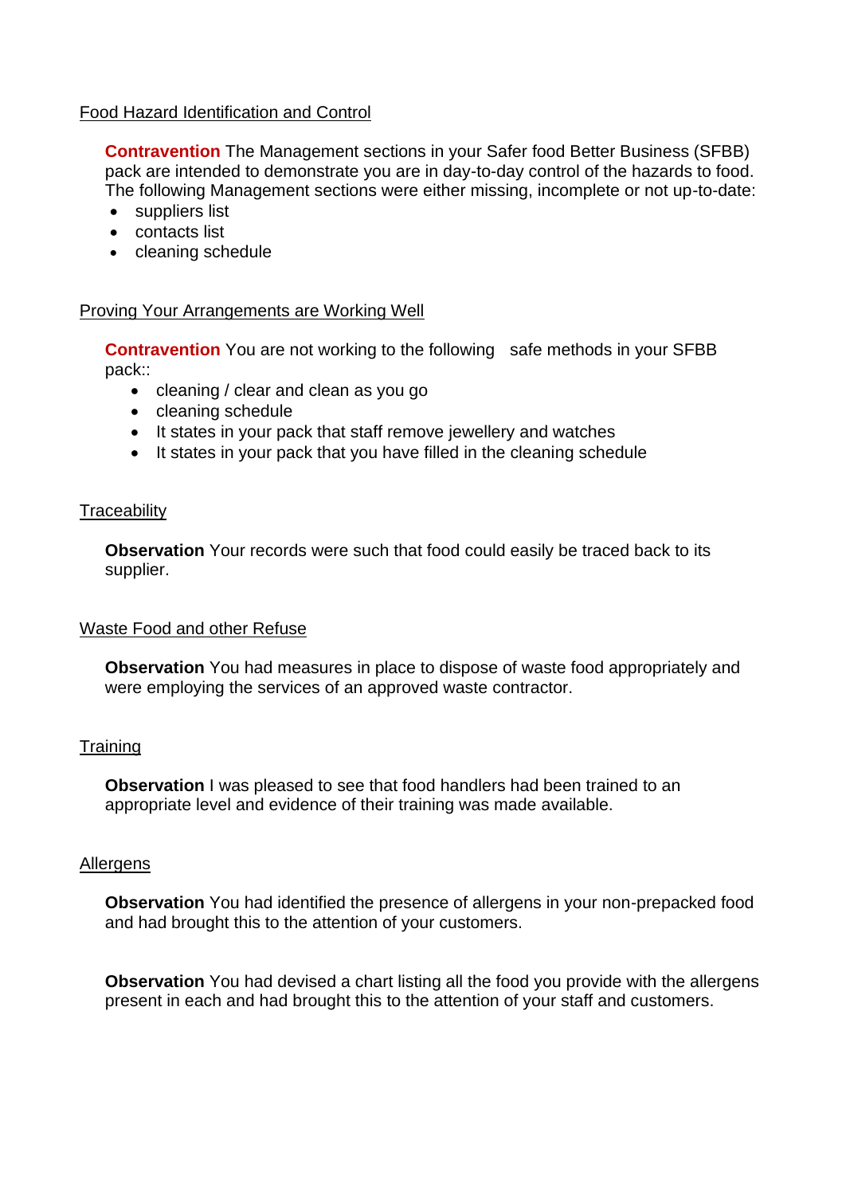Food Hazard Identification and Control

**Contravention** The Management sections in your Safer food Better Business (SFBB) pack are intended to demonstrate you are in day-to-day control of the hazards to food. The following Management sections were either missing, incomplete or not up-to-date:

- suppliers list
- contacts list
- cleaning schedule

Proving Your Arrangements are Working Well

**Contravention** You are not working to the following safe methods in your SFBB pack::

- cleaning / clear and clean as you go
- cleaning schedule
- It states in your pack that staff remove jewellery and watches
- It states in your pack that you have filled in the cleaning schedule

Traceability

**Observation** Your records were such that food could easily be traced back to its supplier.

Waste Food and other Refuse

**Observation** You had measures in place to dispose of waste food appropriately and were employing the services of an approved waste contractor.

Training

**Observation** I was pleased to see that food handlers had been trained to an appropriate level and evidence of their training was made available.

Allergens

**Observation** You had identified the presence of allergens in your non-prepacked food and had brought this to the attention of your customers.

**Observation** You had devised a chart listing all the food you provide with the allergens present in each and had brought this to the attention of your staff and customers.